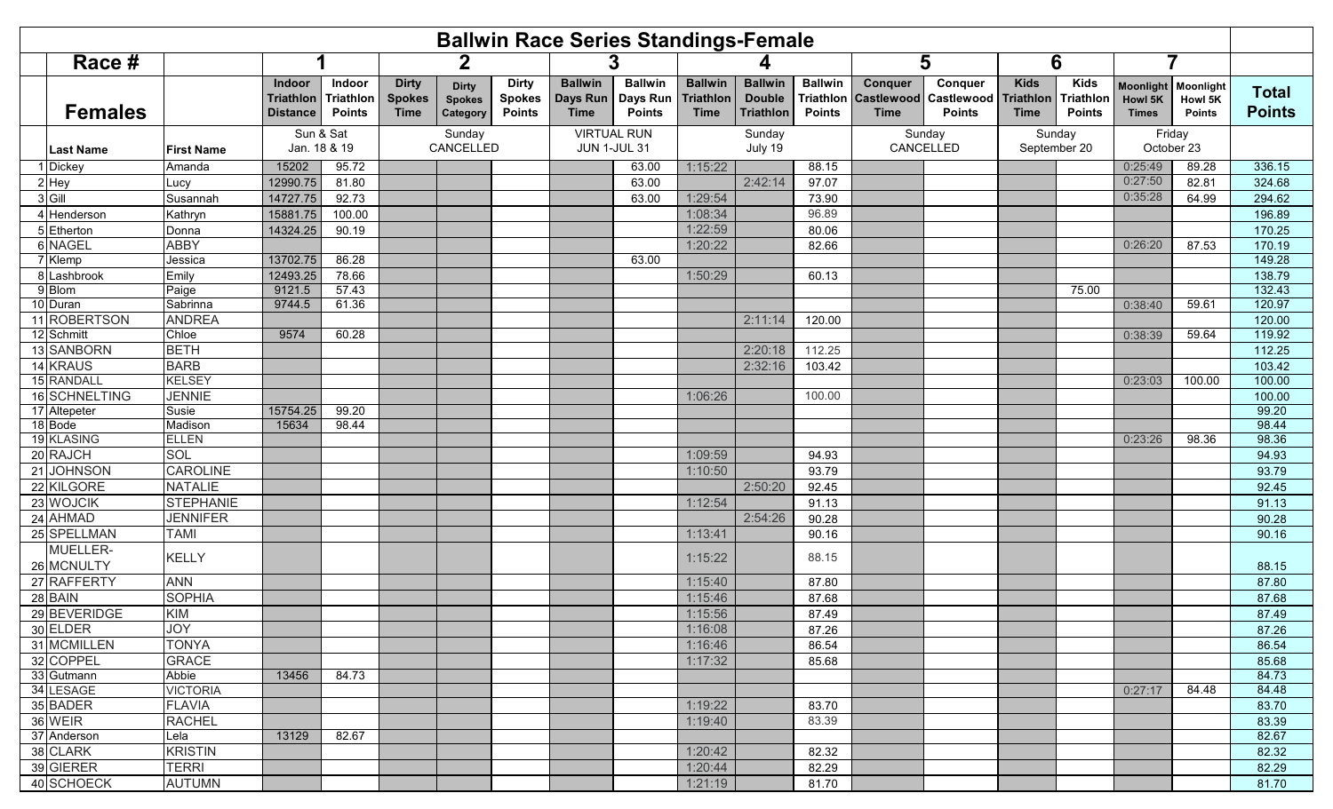# Ballwin Race Series Standings-Female

| Race # | | | 1 | | 2 | | | 3 | | 4 | | | 5 | | 6 | | 7 | | |
|---|---|---|---|---|---|---|---|---|---|---|---|---|---|---|---|---|---|---|---|
| **Females** | | | Indoor Triathlon Distance | Indoor Triathlon Points | Dirty Spokes Time | Dirty Spokes Category | Dirty Spokes Points | Ballwin Days Run Time | Ballwin Days Run Points | Ballwin Triathlon Time | Ballwin Double Triathlon | Ballwin Triathlon Points | Conquer Castlewood Time | Conquer Castlewood Points | Kids Triathlon Time | Kids Triathlon Points | Moonlight Howl 5K Times | Moonlight Howl 5K Points | **Total Points** |
| | **Last Name** | **First Name** | Sun & Sat Jan. 18 & 19 | | Sunday CANCELLED | | | VIRTUAL RUN JUN 1-JUL 31 | | Sunday July 19 | | | Sunday CANCELLED | | Sunday September 20 | | Friday October 23 | | |
| 1 | Dickey | Amanda | 15202 | 95.72 | | | | | 63.00 | 1:15:22 | | 88.15 | | | | | 0:25:49 | 89.28 | 336.15 |
| 2 | Hey | Lucy | 12990.75 | 81.80 | | | | | 63.00 | | 2:42:14 | 97.07 | | | | | 0:27:50 | 82.81 | 324.68 |
| 3 | Gill | Susannah | 14727.75 | 92.73 | | | | | 63.00 | 1:29:54 | | 73.90 | | | | | 0:35:28 | 64.99 | 294.62 |
| 4 | Henderson | Kathryn | 15881.75 | 100.00 | | | | | | 1:08:34 | | 96.89 | | | | | | | 196.89 |
| 5 | Etherton | Donna | 14324.25 | 90.19 | | | | | | 1:22:59 | | 80.06 | | | | | | | 170.25 |
| 6 | NAGEL | ABBY | | | | | | | | 1:20:22 | | 82.66 | | | | | 0:26:20 | 87.53 | 170.19 |
| 7 | Klemp | Jessica | 13702.75 | 86.28 | | | | | 63.00 | | | | | | | | | | 149.28 |
| 8 | Lashbrook | Emily | 12493.25 | 78.66 | | | | | | 1:50:29 | | 60.13 | | | | | | | 138.79 |
| 9 | Blom | Paige | 9121.5 | 57.43 | | | | | | | | | | | | 75.00 | | | 132.43 |
| 10 | Duran | Sabrinna | 9744.5 | 61.36 | | | | | | | | | | | | | 0:38:40 | 59.61 | 120.97 |
| 11 | ROBERTSON | ANDREA | | | | | | | | | 2:11:14 | 120.00 | | | | | | | 120.00 |
| 12 | Schmitt | Chloe | 9574 | 60.28 | | | | | | | | | | | | | 0:38:39 | 59.64 | 119.92 |
| 13 | SANBORN | BETH | | | | | | | | | 2:20:18 | 112.25 | | | | | | | 112.25 |
| 14 | KRAUS | BARB | | | | | | | | | 2:32:16 | 103.42 | | | | | | | 103.42 |
| 15 | RANDALL | KELSEY | | | | | | | | | | | | | | | 0:23:03 | 100.00 | 100.00 |
| 16 | SCHNELTING | JENNIE | | | | | | | | 1:06:26 | | 100.00 | | | | | | | 100.00 |
| 17 | Altepeter | Susie | 15754.25 | 99.20 | | | | | | | | | | | | | | | 99.20 |
| 18 | Bode | Madison | 15634 | 98.44 | | | | | | | | | | | | | | | 98.44 |
| 19 | KLASING | ELLEN | | | | | | | | | | | | | | | 0:23:26 | 98.36 | 98.36 |
| 20 | RAJCH | SOL | | | | | | | | 1:09:59 | | 94.93 | | | | | | | 94.93 |
| 21 | JOHNSON | CAROLINE | | | | | | | | 1:10:50 | | 93.79 | | | | | | | 93.79 |
| 22 | KILGORE | NATALIE | | | | | | | | | 2:50:20 | 92.45 | | | | | | | 92.45 |
| 23 | WOJCIK | STEPHANIE | | | | | | | | 1:12:54 | | 91.13 | | | | | | | 91.13 |
| 24 | AHMAD | JENNIFER | | | | | | | | | 2:54:26 | 90.28 | | | | | | | 90.28 |
| 25 | SPELLMAN | TAMI | | | | | | | | 1:13:41 | | 90.16 | | | | | | | 90.16 |
| 26 | MUELLER-MCNULTY | KELLY | | | | | | | | 1:15:22 | | 88.15 | | | | | | | 88.15 |
| 27 | RAFFERTY | ANN | | | | | | | | 1:15:40 | | 87.80 | | | | | | | 87.80 |
| 28 | BAIN | SOPHIA | | | | | | | | 1:15:46 | | 87.68 | | | | | | | 87.68 |
| 29 | BEVERIDGE | KIM | | | | | | | | 1:15:56 | | 87.49 | | | | | | | 87.49 |
| 30 | ELDER | JOY | | | | | | | | 1:16:08 | | 87.26 | | | | | | | 87.26 |
| 31 | MCMILLEN | TONYA | | | | | | | | 1:16:46 | | 86.54 | | | | | | | 86.54 |
| 32 | COPPEL | GRACE | | | | | | | | 1:17:32 | | 85.68 | | | | | | | 85.68 |
| 33 | Gutmann | Abbie | 13456 | 84.73 | | | | | | | | | | | | | | | 84.73 |
| 34 | LESAGE | VICTORIA | | | | | | | | | | | | | | | 0:27:17 | 84.48 | 84.48 |
| 35 | BADER | FLAVIA | | | | | | | | 1:19:22 | | 83.70 | | | | | | | 83.70 |
| 36 | WEIR | RACHEL | | | | | | | | 1:19:40 | | 83.39 | | | | | | | 83.39 |
| 37 | Anderson | Lela | 13129 | 82.67 | | | | | | | | | | | | | | | 82.67 |
| 38 | CLARK | KRISTIN | | | | | | | | 1:20:42 | | 82.32 | | | | | | | 82.32 |
| 39 | GIERER | TERRI | | | | | | | | 1:20:44 | | 82.29 | | | | | | | 82.29 |
| 40 | SCHOECK | AUTUMN | | | | | | | | 1:21:19 | | 81.70 | | | | | | | 81.70 |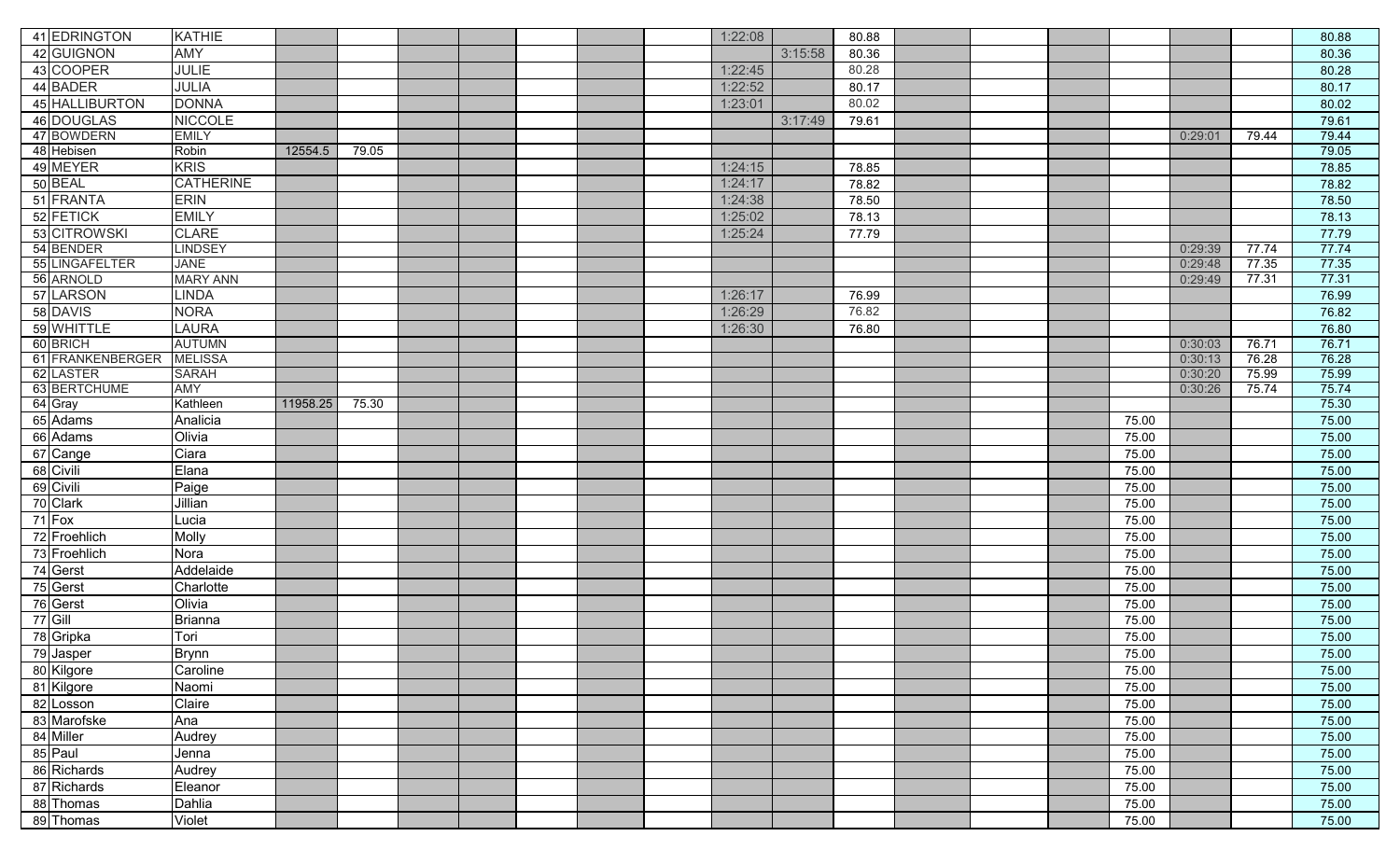| | | | | | | | | | | | | | | | | | | |
|---|---|---|---|---|---|---|---|---|---|---|---|---|---|---|---|---|---|---|
| 41 EDRINGTON | KATHIE | | | | | | | | 1:22:08 | | 80.88 | | | | | | | 80.88 |
| 42 GUIGNON | AMY | | | | | | | | | 3:15:58 | 80.36 | | | | | | | 80.36 |
| 43 COOPER | JULIE | | | | | | | | 1:22:45 | | 80.28 | | | | | | | 80.28 |
| 44 BADER | JULIA | | | | | | | | 1:22:52 | | 80.17 | | | | | | | 80.17 |
| 45 HALLIBURTON | DONNA | | | | | | | | 1:23:01 | | 80.02 | | | | | | | 80.02 |
| 46 DOUGLAS | NICCOLE | | | | | | | | | 3:17:49 | 79.61 | | | | | | | 79.61 |
| 47 BOWDERN | EMILY | | | | | | | | | | | | | | | 0:29:01 | 79.44 | 79.44 |
| 48 Hebisen | Robin | 12554.5 | 79.05 | | | | | | | | | | | | | | | 79.05 |
| 49 MEYER | KRIS | | | | | | | | 1:24:15 | | 78.85 | | | | | | | 78.85 |
| 50 BEAL | CATHERINE | | | | | | | | 1:24:17 | | 78.82 | | | | | | | 78.82 |
| 51 FRANTA | ERIN | | | | | | | | 1:24:38 | | 78.50 | | | | | | | 78.50 |
| 52 FETICK | EMILY | | | | | | | | 1:25:02 | | 78.13 | | | | | | | 78.13 |
| 53 CITROWSKI | CLARE | | | | | | | | 1:25:24 | | 77.79 | | | | | | | 77.79 |
| 54 BENDER | LINDSEY | | | | | | | | | | | | | | | 0:29:39 | 77.74 | 77.74 |
| 55 LINGAFELTER | JANE | | | | | | | | | | | | | | | 0:29:48 | 77.35 | 77.35 |
| 56 ARNOLD | MARY ANN | | | | | | | | | | | | | | | 0:29:49 | 77.31 | 77.31 |
| 57 LARSON | LINDA | | | | | | | | 1:26:17 | | 76.99 | | | | | | | 76.99 |
| 58 DAVIS | NORA | | | | | | | | 1:26:29 | | 76.82 | | | | | | | 76.82 |
| 59 WHITTLE | LAURA | | | | | | | | 1:26:30 | | 76.80 | | | | | | | 76.80 |
| 60 BRICH | AUTUMN | | | | | | | | | | | | | | | 0:30:03 | 76.71 | 76.71 |
| 61 FRANKENBERGER | MELISSA | | | | | | | | | | | | | | | 0:30:13 | 76.28 | 76.28 |
| 62 LASTER | SARAH | | | | | | | | | | | | | | | 0:30:20 | 75.99 | 75.99 |
| 63 BERTCHUME | AMY | | | | | | | | | | | | | | | 0:30:26 | 75.74 | 75.74 |
| 64 Gray | Kathleen | 11958.25 | 75.30 | | | | | | | | | | | | | | | 75.30 |
| 65 Adams | Analicia | | | | | | | | | | | | | | 75.00 | | | 75.00 |
| 66 Adams | Olivia | | | | | | | | | | | | | | 75.00 | | | 75.00 |
| 67 Cange | Ciara | | | | | | | | | | | | | | 75.00 | | | 75.00 |
| 68 Civili | Elana | | | | | | | | | | | | | | 75.00 | | | 75.00 |
| 69 Civili | Paige | | | | | | | | | | | | | | 75.00 | | | 75.00 |
| 70 Clark | Jillian | | | | | | | | | | | | | | 75.00 | | | 75.00 |
| 71 Fox | Lucia | | | | | | | | | | | | | | 75.00 | | | 75.00 |
| 72 Froehlich | Molly | | | | | | | | | | | | | | 75.00 | | | 75.00 |
| 73 Froehlich | Nora | | | | | | | | | | | | | | 75.00 | | | 75.00 |
| 74 Gerst | Addelaide | | | | | | | | | | | | | | 75.00 | | | 75.00 |
| 75 Gerst | Charlotte | | | | | | | | | | | | | | 75.00 | | | 75.00 |
| 76 Gerst | Olivia | | | | | | | | | | | | | | 75.00 | | | 75.00 |
| 77 Gill | Brianna | | | | | | | | | | | | | | 75.00 | | | 75.00 |
| 78 Gripka | Tori | | | | | | | | | | | | | | 75.00 | | | 75.00 |
| 79 Jasper | Brynn | | | | | | | | | | | | | | 75.00 | | | 75.00 |
| 80 Kilgore | Caroline | | | | | | | | | | | | | | 75.00 | | | 75.00 |
| 81 Kilgore | Naomi | | | | | | | | | | | | | | 75.00 | | | 75.00 |
| 82 Losson | Claire | | | | | | | | | | | | | | 75.00 | | | 75.00 |
| 83 Marofske | Ana | | | | | | | | | | | | | | 75.00 | | | 75.00 |
| 84 Miller | Audrey | | | | | | | | | | | | | | 75.00 | | | 75.00 |
| 85 Paul | Jenna | | | | | | | | | | | | | | 75.00 | | | 75.00 |
| 86 Richards | Audrey | | | | | | | | | | | | | | 75.00 | | | 75.00 |
| 87 Richards | Eleanor | | | | | | | | | | | | | | 75.00 | | | 75.00 |
| 88 Thomas | Dahlia | | | | | | | | | | | | | | 75.00 | | | 75.00 |
| 89 Thomas | Violet | | | | | | | | | | | | | | 75.00 | | | 75.00 |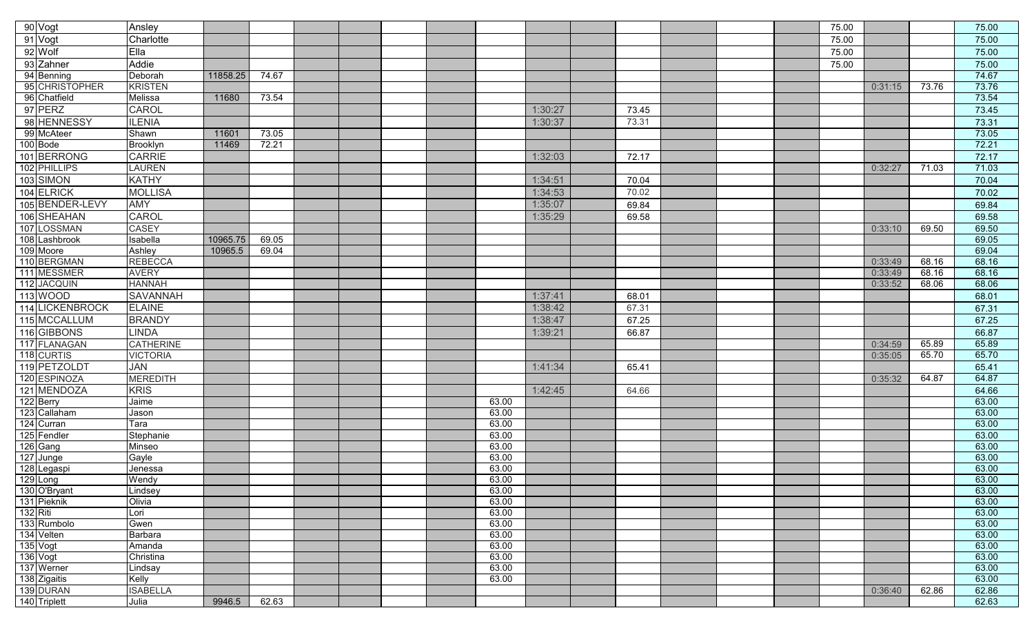| | | | | | | | | | | | | | | | | | | | |
|---|---|---|---|---|---|---|---|---|---|---|---|---|---|---|---|---|---|---|---|
| 90 | Vogt | Ansley | | | | | | | | | | | | | | 75.00 | | | 75.00 |
| 91 | Vogt | Charlotte | | | | | | | | | | | | | | 75.00 | | | 75.00 |
| 92 | Wolf | Ella | | | | | | | | | | | | | | 75.00 | | | 75.00 |
| 93 | Zahner | Addie | | | | | | | | | | | | | | 75.00 | | | 75.00 |
| 94 | Benning | Deborah | 11858.25 | 74.67 | | | | | | | | | | | | | | | 74.67 |
| 95 | CHRISTOPHER | KRISTEN | | | | | | | | | | | | | | | 0:31:15 | 73.76 | 73.76 |
| 96 | Chatfield | Melissa | 11680 | 73.54 | | | | | | | | | | | | | | | 73.54 |
| 97 | PERZ | CAROL | | | | | | | | 1:30:27 | | 73.45 | | | | | | | 73.45 |
| 98 | HENNESSY | ILENIA | | | | | | | | 1:30:37 | | 73.31 | | | | | | | 73.31 |
| 99 | McAteer | Shawn | 11601 | 73.05 | | | | | | | | | | | | | | | 73.05 |
| 100 | Bode | Brooklyn | 11469 | 72.21 | | | | | | | | | | | | | | | 72.21 |
| 101 | BERRONG | CARRIE | | | | | | | | 1:32:03 | | 72.17 | | | | | | | 72.17 |
| 102 | PHILLIPS | LAUREN | | | | | | | | | | | | | | | 0:32:27 | 71.03 | 71.03 |
| 103 | SIMON | KATHY | | | | | | | | 1:34:51 | | 70.04 | | | | | | | 70.04 |
| 104 | ELRICK | MOLLISA | | | | | | | | 1:34:53 | | 70.02 | | | | | | | 70.02 |
| 105 | BENDER-LEVY | AMY | | | | | | | | 1:35:07 | | 69.84 | | | | | | | 69.84 |
| 106 | SHEAHAN | CAROL | | | | | | | | 1:35:29 | | 69.58 | | | | | | | 69.58 |
| 107 | LOSSMAN | CASEY | | | | | | | | | | | | | | | 0:33:10 | 69.50 | 69.50 |
| 108 | Lashbrook | Isabella | 10965.75 | 69.05 | | | | | | | | | | | | | | | 69.05 |
| 109 | Moore | Ashley | 10965.5 | 69.04 | | | | | | | | | | | | | | | 69.04 |
| 110 | BERGMAN | REBECCA | | | | | | | | | | | | | | | 0:33:49 | 68.16 | 68.16 |
| 111 | MESSMER | AVERY | | | | | | | | | | | | | | | 0:33:49 | 68.16 | 68.16 |
| 112 | JACQUIN | HANNAH | | | | | | | | | | | | | | | 0:33:52 | 68.06 | 68.06 |
| 113 | WOOD | SAVANNAH | | | | | | | | 1:37:41 | | 68.01 | | | | | | | 68.01 |
| 114 | LICKENBROCK | ELAINE | | | | | | | | 1:38:42 | | 67.31 | | | | | | | 67.31 |
| 115 | MCCALLUM | BRANDY | | | | | | | | 1:38:47 | | 67.25 | | | | | | | 67.25 |
| 116 | GIBBONS | LINDA | | | | | | | | 1:39:21 | | 66.87 | | | | | | | 66.87 |
| 117 | FLANAGAN | CATHERINE | | | | | | | | | | | | | | | 0:34:59 | 65.89 | 65.89 |
| 118 | CURTIS | VICTORIA | | | | | | | | | | | | | | | 0:35:05 | 65.70 | 65.70 |
| 119 | PETZOLDT | JAN | | | | | | | | 1:41:34 | | 65.41 | | | | | | | 65.41 |
| 120 | ESPINOZA | MEREDITH | | | | | | | | | | | | | | | 0:35:32 | 64.87 | 64.87 |
| 121 | MENDOZA | KRIS | | | | | | | | 1:42:45 | | 64.66 | | | | | | | 64.66 |
| 122 | Berry | Jaime | | | | | | | 63.00 | | | | | | | | | | 63.00 |
| 123 | Callaham | Jason | | | | | | | 63.00 | | | | | | | | | | 63.00 |
| 124 | Curran | Tara | | | | | | | 63.00 | | | | | | | | | | 63.00 |
| 125 | Fendler | Stephanie | | | | | | | 63.00 | | | | | | | | | | 63.00 |
| 126 | Gang | Minseo | | | | | | | 63.00 | | | | | | | | | | 63.00 |
| 127 | Junge | Gayle | | | | | | | 63.00 | | | | | | | | | | 63.00 |
| 128 | Legaspi | Jenessa | | | | | | | 63.00 | | | | | | | | | | 63.00 |
| 129 | Long | Wendy | | | | | | | 63.00 | | | | | | | | | | 63.00 |
| 130 | O'Bryant | Lindsey | | | | | | | 63.00 | | | | | | | | | | 63.00 |
| 131 | Pieknik | Olivia | | | | | | | 63.00 | | | | | | | | | | 63.00 |
| 132 | Riti | Lori | | | | | | | 63.00 | | | | | | | | | | 63.00 |
| 133 | Rumbolo | Gwen | | | | | | | 63.00 | | | | | | | | | | 63.00 |
| 134 | Velten | Barbara | | | | | | | 63.00 | | | | | | | | | | 63.00 |
| 135 | Vogt | Amanda | | | | | | | 63.00 | | | | | | | | | | 63.00 |
| 136 | Vogt | Christina | | | | | | | 63.00 | | | | | | | | | | 63.00 |
| 137 | Werner | Lindsay | | | | | | | 63.00 | | | | | | | | | | 63.00 |
| 138 | Zigaitis | Kelly | | | | | | | 63.00 | | | | | | | | | | 63.00 |
| 139 | DURAN | ISABELLA | | | | | | | | | | | | | | | 0:36:40 | 62.86 | 62.86 |
| 140 | Triplett | Julia | 9946.5 | 62.63 | | | | | | | | | | | | | | | 62.63 |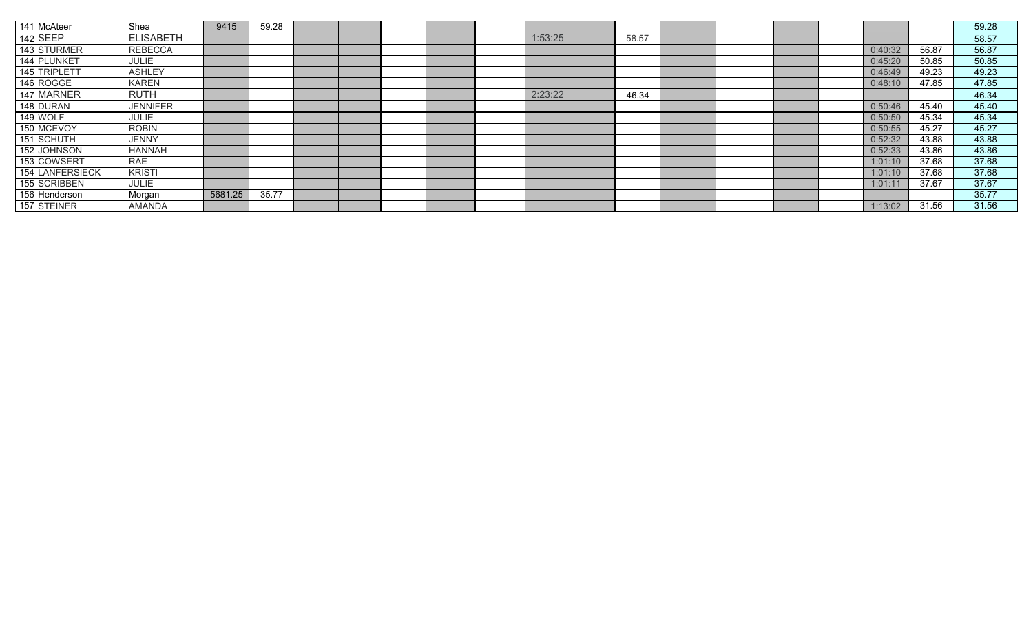| | | | | | | | | | | | | | | | | | | |
|---|---|---|---|---|---|---|---|---|---|---|---|---|---|---|---|---|---|---|
| 141 | McAteer | Shea | 9415 | 59.28 | | | | | | | | | | | | | | 59.28 |
| 142 | SEEP | ELISABETH | | | | | | | | 1:53:25 | | 58.57 | | | | | | 58.57 |
| 143 | STURMER | REBECCA | | | | | | | | | | | | | | | 0:40:32 | 56.87 | 56.87 |
| 144 | PLUNKET | JULIE | | | | | | | | | | | | | | | 0:45:20 | 50.85 | 50.85 |
| 145 | TRIPLETT | ASHLEY | | | | | | | | | | | | | | | 0:46:49 | 49.23 | 49.23 |
| 146 | ROGGE | KAREN | | | | | | | | | | | | | | | 0:48:10 | 47.85 | 47.85 |
| 147 | MARNER | RUTH | | | | | | | | 2:23:22 | | 46.34 | | | | | | | 46.34 |
| 148 | DURAN | JENNIFER | | | | | | | | | | | | | | | 0:50:46 | 45.40 | 45.40 |
| 149 | WOLF | JULIE | | | | | | | | | | | | | | | 0:50:50 | 45.34 | 45.34 |
| 150 | MCEVOY | ROBIN | | | | | | | | | | | | | | | 0:50:55 | 45.27 | 45.27 |
| 151 | SCHUTH | JENNY | | | | | | | | | | | | | | | 0:52:32 | 43.88 | 43.88 |
| 152 | JOHNSON | HANNAH | | | | | | | | | | | | | | | 0:52:33 | 43.86 | 43.86 |
| 153 | COWSERT | RAE | | | | | | | | | | | | | | | 1:01:10 | 37.68 | 37.68 |
| 154 | LANFERSIECK | KRISTI | | | | | | | | | | | | | | | 1:01:10 | 37.68 | 37.68 |
| 155 | SCRIBBEN | JULIE | | | | | | | | | | | | | | | 1:01:11 | 37.67 | 37.67 |
| 156 | Henderson | Morgan | 5681.25 | 35.77 | | | | | | | | | | | | | | | 35.77 |
| 157 | STEINER | AMANDA | | | | | | | | | | | | | | | 1:13:02 | 31.56 | 31.56 |